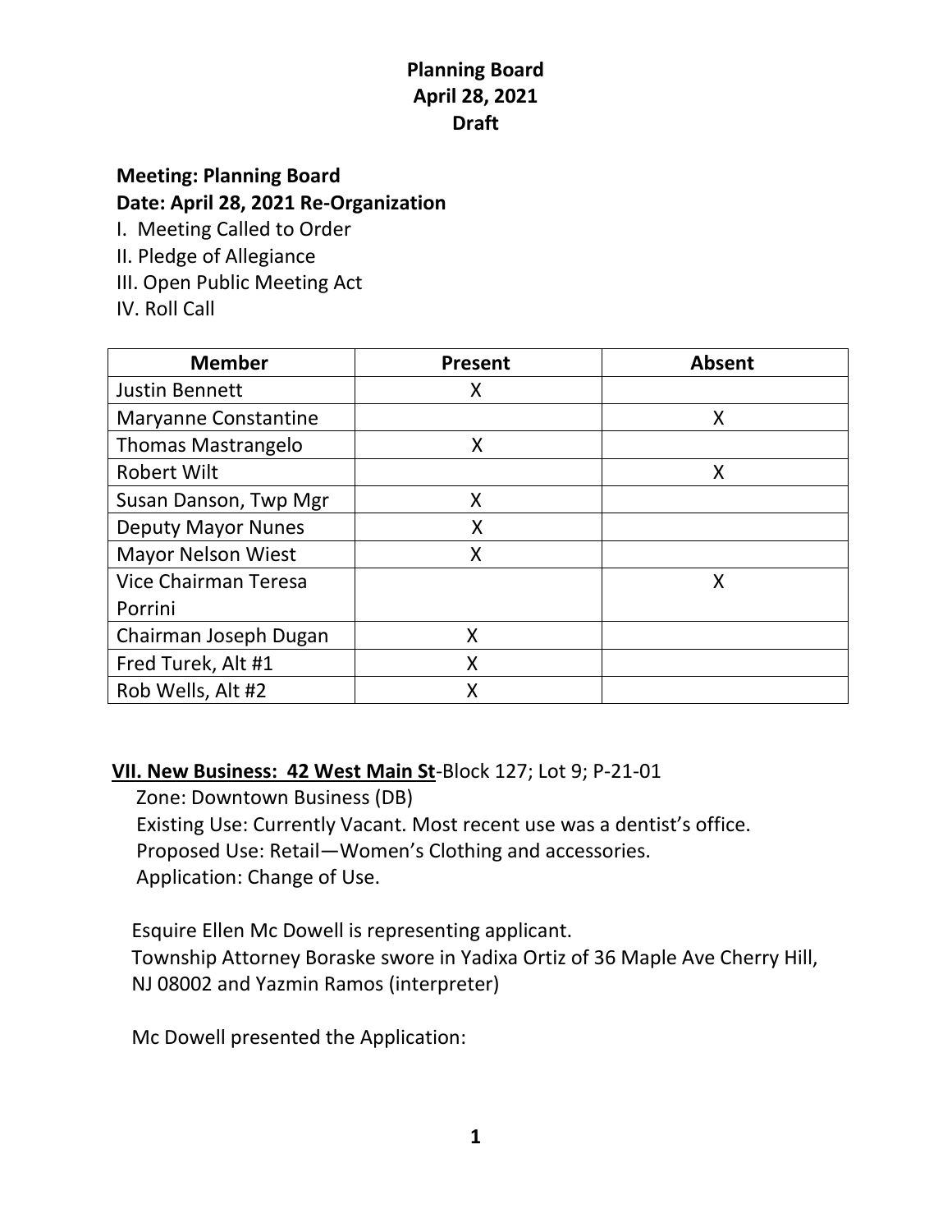# Planning Board
## April 28, 2021
## Draft

**Meeting: Planning Board**
**Date: April 28, 2021 Re-Organization**

I. Meeting Called to Order
II. Pledge of Allegiance
III. Open Public Meeting Act
IV. Roll Call

| Member | Present | Absent |
|---|---|---|
| Justin Bennett | X | |
| Maryanne Constantine | | X |
| Thomas Mastrangelo | X | |
| Robert Wilt | | X |
| Susan Danson, Twp Mgr | X | |
| Deputy Mayor Nunes | X | |
| Mayor Nelson Wiest | X | |
| Vice Chairman Teresa Porrini | | X |
| Chairman Joseph Dugan | X | |
| Fred Turek, Alt #1 | X | |
| Rob Wells, Alt #2 | X | |

**VII. New Business: <u>42 West Main St</u>**-Block 127; Lot 9; P-21-01

Zone: Downtown Business (DB)
Existing Use: Currently Vacant. Most recent use was a dentist's office.
Proposed Use: Retail—Women's Clothing and accessories.
Application: Change of Use.

Esquire Ellen Mc Dowell is representing applicant.
Township Attorney Boraske swore in Yadixa Ortiz of 36 Maple Ave Cherry Hill, NJ 08002 and Yazmin Ramos (interpreter)

Mc Dowell presented the Application: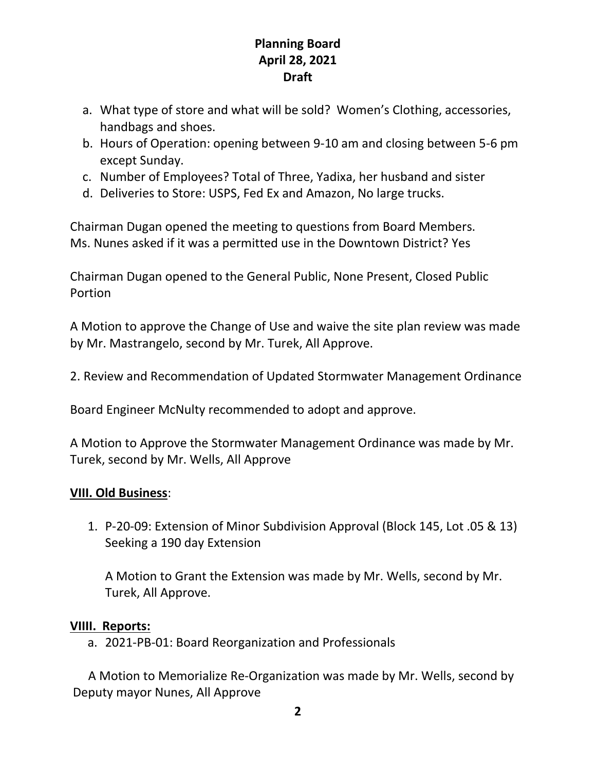a. What type of store and what will be sold? Women's Clothing, accessories, handbags and shoes.
b. Hours of Operation: opening between 9-10 am and closing between 5-6 pm except Sunday.
c. Number of Employees? Total of Three, Yadixa, her husband and sister
d. Deliveries to Store: USPS, Fed Ex and Amazon, No large trucks.

Chairman Dugan opened the meeting to questions from Board Members.
Ms. Nunes asked if it was a permitted use in the Downtown District? Yes

Chairman Dugan opened to the General Public, None Present, Closed Public Portion

A Motion to approve the Change of Use and waive the site plan review was made by Mr. Mastrangelo, second by Mr. Turek, All Approve.

2. Review and Recommendation of Updated Stormwater Management Ordinance

Board Engineer McNulty recommended to adopt and approve.

A Motion to Approve the Stormwater Management Ordinance was made by Mr. Turek, second by Mr. Wells, All Approve

**VIII. Old Business**:

1. P-20-09: Extension of Minor Subdivision Approval (Block 145, Lot .05 & 13) Seeking a 190 day Extension

   A Motion to Grant the Extension was made by Mr. Wells, second by Mr. Turek, All Approve.

**VIIII. Reports:**

a. 2021-PB-01: Board Reorganization and Professionals

A Motion to Memorialize Re-Organization was made by Mr. Wells, second by Deputy mayor Nunes, All Approve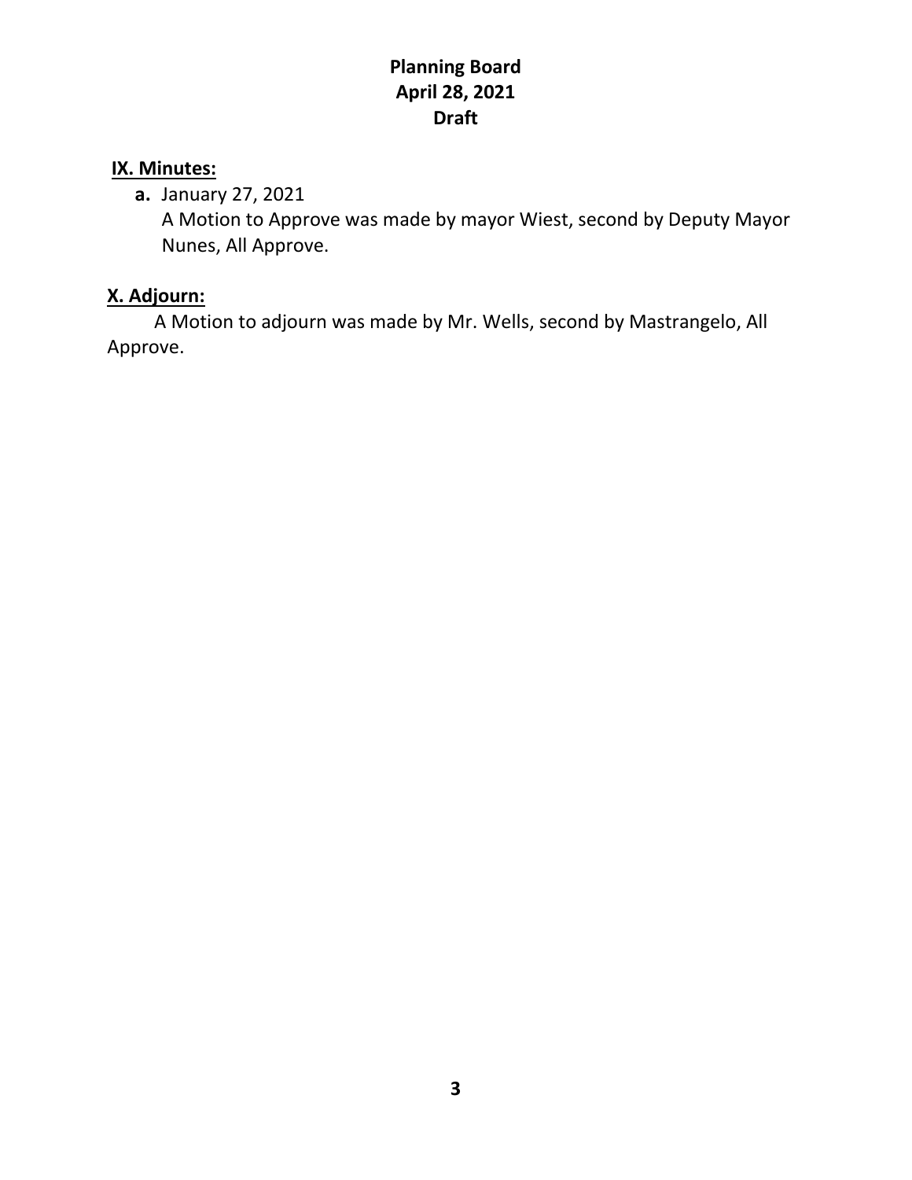**Planning Board**
**April 28, 2021**
**Draft**

## IX. Minutes:

**a.** January 27, 2021

A Motion to Approve was made by mayor Wiest, second by Deputy Mayor Nunes, All Approve.

## X. Adjourn:

A Motion to adjourn was made by Mr. Wells, second by Mastrangelo, All Approve.